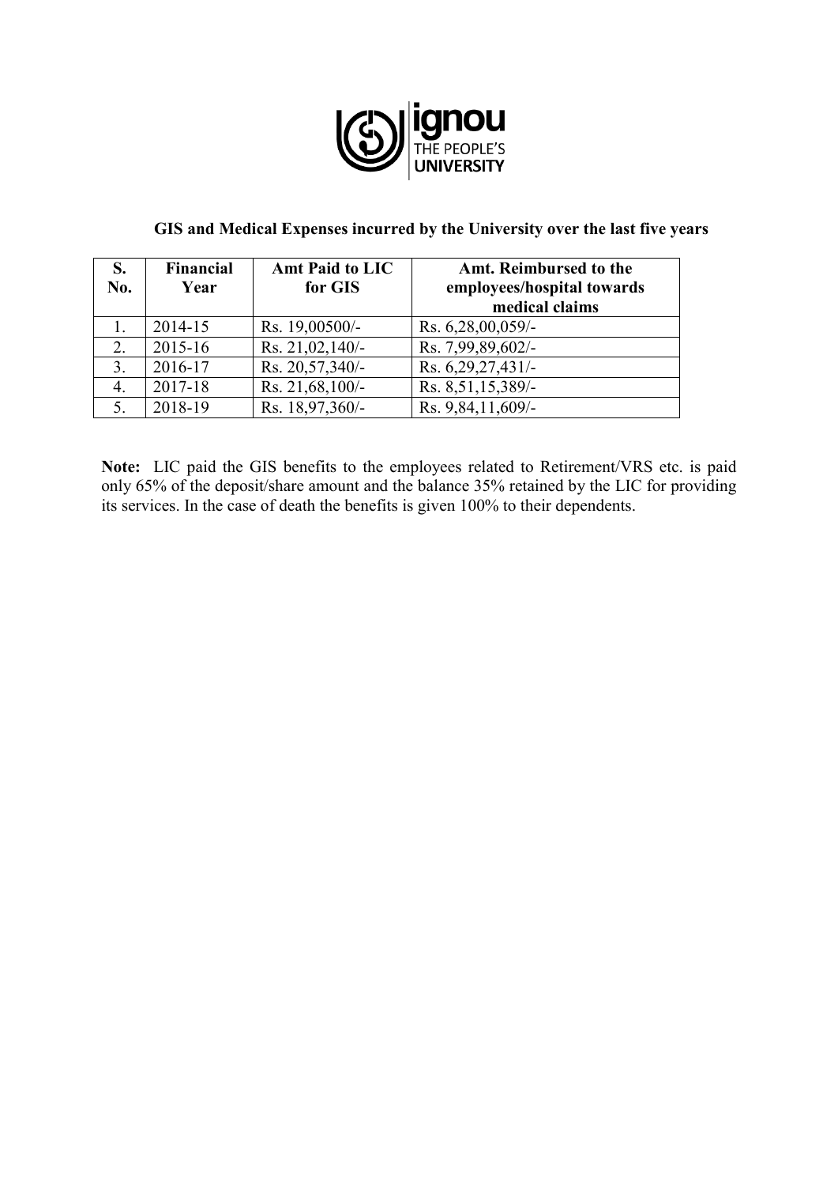## GIS and Medical Expenses incurred by the University over the last five years

| S. No. | Financial Year | Amt Paid to LIC for GIS | Amt. Reimbursed to the employees/hospital towards medical claims |
|---|---|---|---|
| 1. | 2014-15 | Rs. 19,00500/- | Rs. 6,28,00,059/- |
| 2. | 2015-16 | Rs. 21,02,140/- | Rs. 7,99,89,602/- |
| 3. | 2016-17 | Rs. 20,57,340/- | Rs. 6,29,27,431/- |
| 4. | 2017-18 | Rs. 21,68,100/- | Rs. 8,51,15,389/- |
| 5. | 2018-19 | Rs. 18,97,360/- | Rs. 9,84,11,609/- |

**Note:** LIC paid the GIS benefits to the employees related to Retirement/VRS etc. is paid only 65% of the deposit/share amount and the balance 35% retained by the LIC for providing its services. In the case of death the benefits is given 100% to their dependents.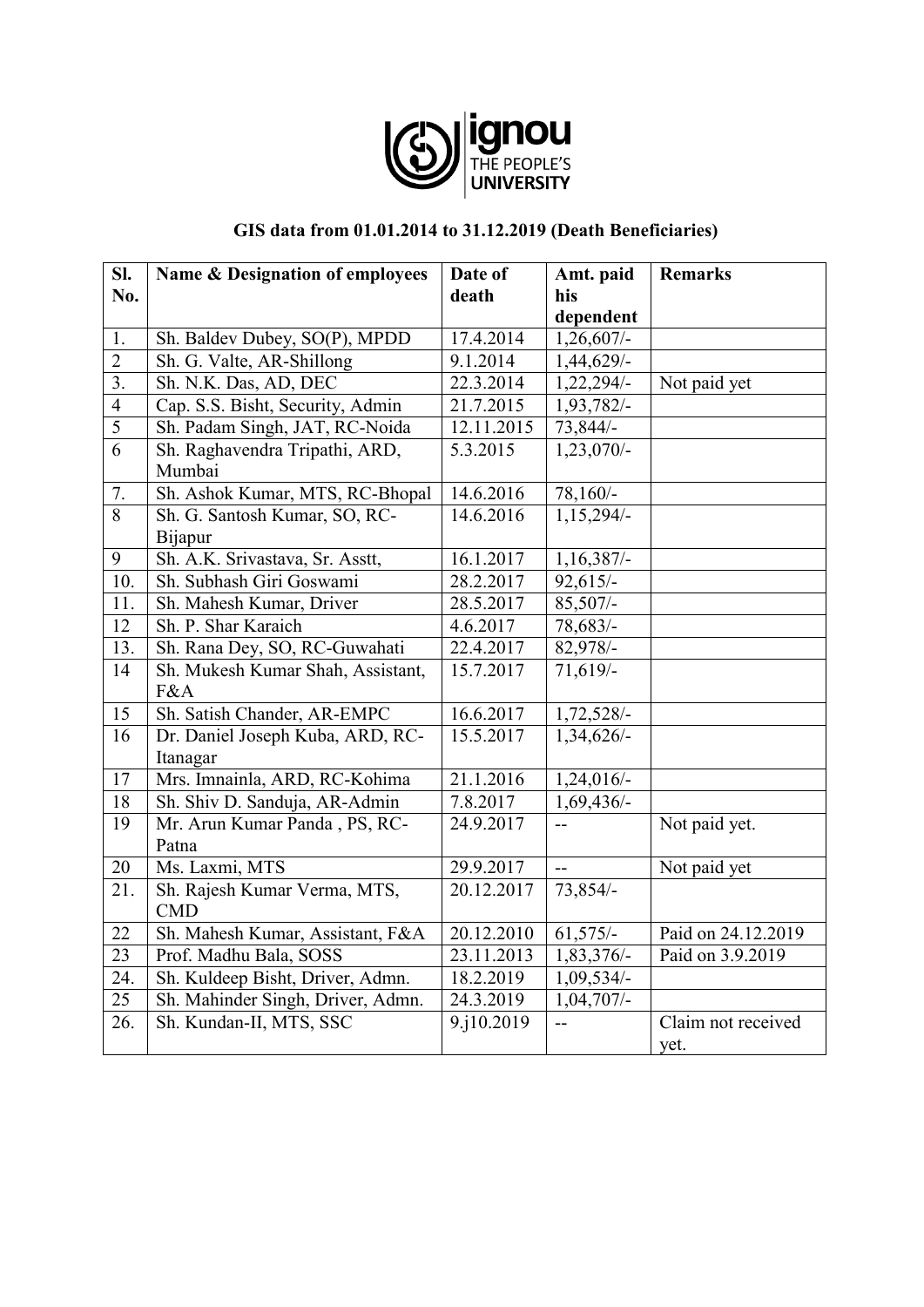**ignou THE PEOPLE'S UNIVERSITY**

## GIS data from 01.01.2014 to 31.12.2019 (Death Beneficiaries)

| Sl. No. | Name & Designation of employees | Date of death | Amt. paid his dependent | Remarks |
|---|---|---|---|---|
| 1. | Sh. Baldev Dubey, SO(P), MPDD | 17.4.2014 | 1,26,607/- | |
| 2 | Sh. G. Valte, AR-Shillong | 9.1.2014 | 1,44,629/- | |
| 3. | Sh. N.K. Das, AD, DEC | 22.3.2014 | 1,22,294/- | Not paid yet |
| 4 | Cap. S.S. Bisht, Security, Admin | 21.7.2015 | 1,93,782/- | |
| 5 | Sh. Padam Singh, JAT, RC-Noida | 12.11.2015 | 73,844/- | |
| 6 | Sh. Raghavendra Tripathi, ARD, Mumbai | 5.3.2015 | 1,23,070/- | |
| 7. | Sh. Ashok Kumar, MTS, RC-Bhopal | 14.6.2016 | 78,160/- | |
| 8 | Sh. G. Santosh Kumar, SO, RC-Bijapur | 14.6.2016 | 1,15,294/- | |
| 9 | Sh. A.K. Srivastava, Sr. Asstt, | 16.1.2017 | 1,16,387/- | |
| 10. | Sh. Subhash Giri Goswami | 28.2.2017 | 92,615/- | |
| 11. | Sh. Mahesh Kumar, Driver | 28.5.2017 | 85,507/- | |
| 12 | Sh. P. Shar Karaich | 4.6.2017 | 78,683/- | |
| 13. | Sh. Rana Dey, SO, RC-Guwahati | 22.4.2017 | 82,978/- | |
| 14 | Sh. Mukesh Kumar Shah, Assistant, F&A | 15.7.2017 | 71,619/- | |
| 15 | Sh. Satish Chander, AR-EMPC | 16.6.2017 | 1,72,528/- | |
| 16 | Dr. Daniel Joseph Kuba, ARD, RC-Itanagar | 15.5.2017 | 1,34,626/- | |
| 17 | Mrs. Imnainla, ARD, RC-Kohima | 21.1.2016 | 1,24,016/- | |
| 18 | Sh. Shiv D. Sanduja, AR-Admin | 7.8.2017 | 1,69,436/- | |
| 19 | Mr. Arun Kumar Panda , PS, RC-Patna | 24.9.2017 | -- | Not paid yet. |
| 20 | Ms. Laxmi, MTS | 29.9.2017 | -- | Not paid yet |
| 21. | Sh. Rajesh Kumar Verma, MTS, CMD | 20.12.2017 | 73,854/- | |
| 22 | Sh. Mahesh Kumar, Assistant, F&A | 20.12.2010 | 61,575/- | Paid on 24.12.2019 |
| 23 | Prof. Madhu Bala, SOSS | 23.11.2013 | 1,83,376/- | Paid on 3.9.2019 |
| 24. | Sh. Kuldeep Bisht, Driver, Admn. | 18.2.2019 | 1,09,534/- | |
| 25 | Sh. Mahinder Singh, Driver, Admn. | 24.3.2019 | 1,04,707/- | |
| 26. | Sh. Kundan-II, MTS, SSC | 9.j10.2019 | -- | Claim not received yet. |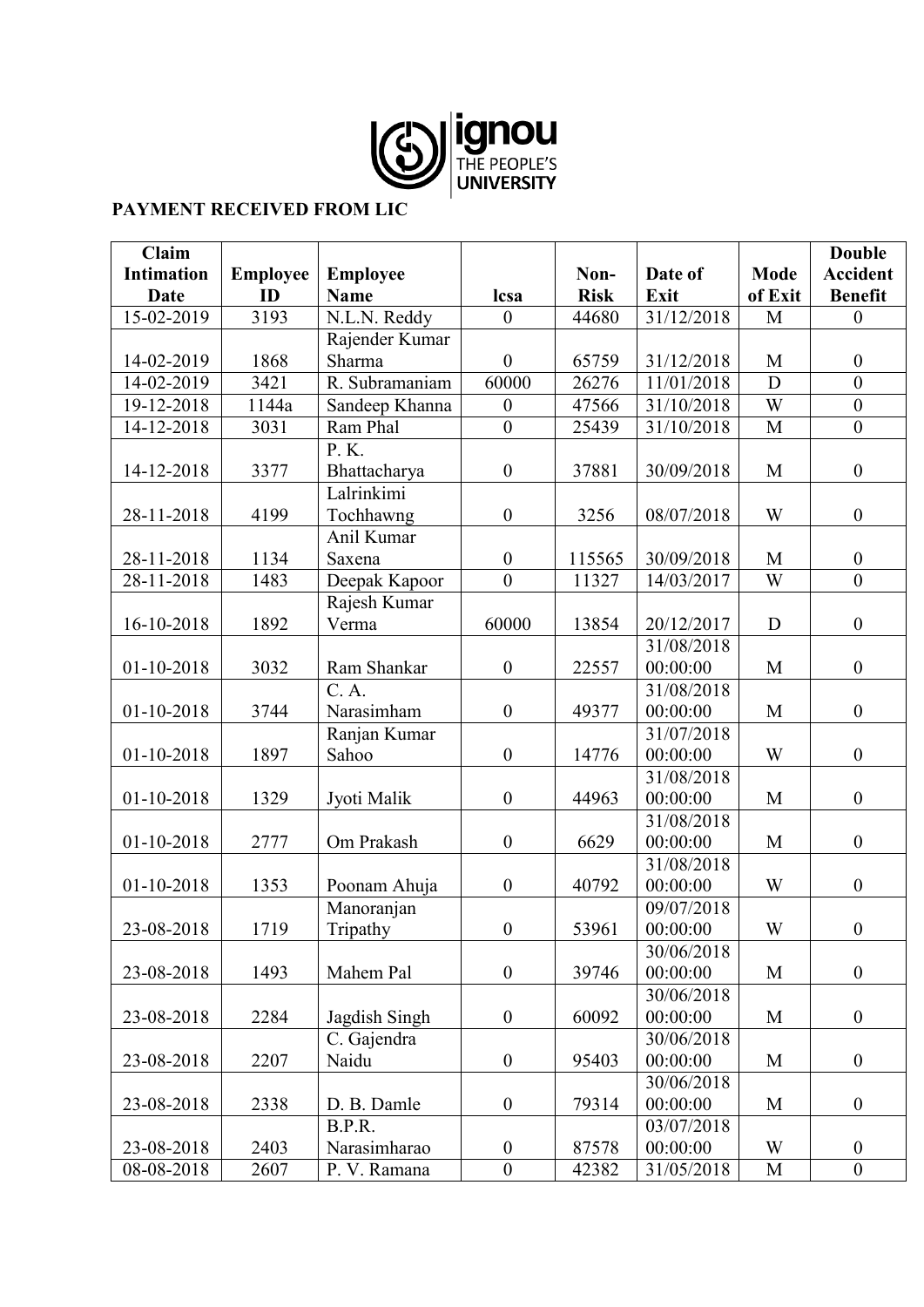**PAYMENT RECEIVED FROM LIC**

| Claim Intimation Date | Employee ID | Employee Name | lcsa | Non-Risk | Date of Exit | Mode of Exit | Double Accident Benefit |
|---|---|---|---|---|---|---|---|
| 15-02-2019 | 3193 | N.L.N. Reddy | 0 | 44680 | 31/12/2018 | M | 0 |
| 14-02-2019 | 1868 | Rajender Kumar Sharma | 0 | 65759 | 31/12/2018 | M | 0 |
| 14-02-2019 | 3421 | R. Subramaniam | 60000 | 26276 | 11/01/2018 | D | 0 |
| 19-12-2018 | 1144a | Sandeep Khanna | 0 | 47566 | 31/10/2018 | W | 0 |
| 14-12-2018 | 3031 | Ram Phal | 0 | 25439 | 31/10/2018 | M | 0 |
| 14-12-2018 | 3377 | P. K. Bhattacharya | 0 | 37881 | 30/09/2018 | M | 0 |
| 28-11-2018 | 4199 | Lalrinkimi Tochhawng | 0 | 3256 | 08/07/2018 | W | 0 |
| 28-11-2018 | 1134 | Anil Kumar Saxena | 0 | 115565 | 30/09/2018 | M | 0 |
| 28-11-2018 | 1483 | Deepak Kapoor | 0 | 11327 | 14/03/2017 | W | 0 |
| 16-10-2018 | 1892 | Rajesh Kumar Verma | 60000 | 13854 | 20/12/2017 | D | 0 |
| 01-10-2018 | 3032 | Ram Shankar | 0 | 22557 | 31/08/2018 00:00:00 | M | 0 |
| 01-10-2018 | 3744 | C. A. Narasimham | 0 | 49377 | 31/08/2018 00:00:00 | M | 0 |
| 01-10-2018 | 1897 | Ranjan Kumar Sahoo | 0 | 14776 | 31/07/2018 00:00:00 | W | 0 |
| 01-10-2018 | 1329 | Jyoti Malik | 0 | 44963 | 31/08/2018 00:00:00 | M | 0 |
| 01-10-2018 | 2777 | Om Prakash | 0 | 6629 | 31/08/2018 00:00:00 | M | 0 |
| 01-10-2018 | 1353 | Poonam Ahuja | 0 | 40792 | 31/08/2018 00:00:00 | W | 0 |
| 23-08-2018 | 1719 | Manoranjan Tripathy | 0 | 53961 | 09/07/2018 00:00:00 | W | 0 |
| 23-08-2018 | 1493 | Mahem Pal | 0 | 39746 | 30/06/2018 00:00:00 | M | 0 |
| 23-08-2018 | 2284 | Jagdish Singh | 0 | 60092 | 30/06/2018 00:00:00 | M | 0 |
| 23-08-2018 | 2207 | C. Gajendra Naidu | 0 | 95403 | 30/06/2018 00:00:00 | M | 0 |
| 23-08-2018 | 2338 | D. B. Damle | 0 | 79314 | 30/06/2018 00:00:00 | M | 0 |
| 23-08-2018 | 2403 | B.P.R. Narasimharao | 0 | 87578 | 03/07/2018 00:00:00 | W | 0 |
| 08-08-2018 | 2607 | P. V. Ramana | 0 | 42382 | 31/05/2018 | M | 0 |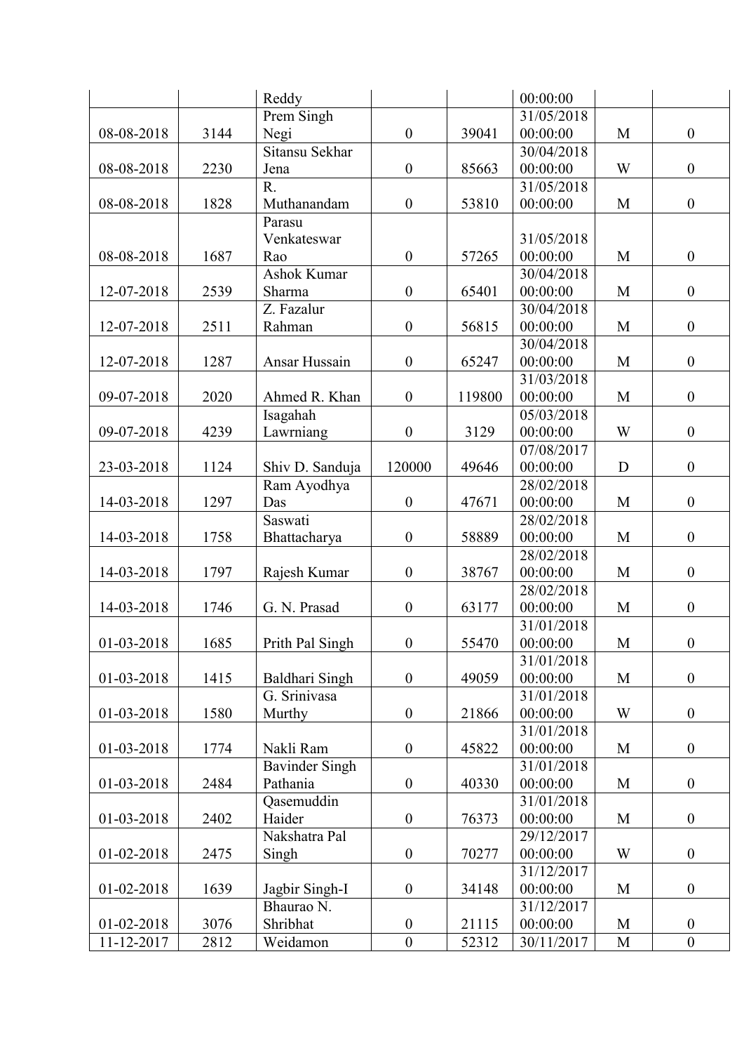| | | | | | | | |
|---|---|---|---|---|---|---|---|
| | | Reddy | | | 00:00:00 | | |
| 08-08-2018 | 3144 | Prem Singh Negi | 0 | 39041 | 31/05/2018 00:00:00 | M | 0 |
| 08-08-2018 | 2230 | Sitansu Sekhar Jena | 0 | 85663 | 30/04/2018 00:00:00 | W | 0 |
| 08-08-2018 | 1828 | R. Muthanandam | 0 | 53810 | 31/05/2018 00:00:00 | M | 0 |
| 08-08-2018 | 1687 | Parasu Venkateswar Rao | 0 | 57265 | 31/05/2018 00:00:00 | M | 0 |
| 12-07-2018 | 2539 | Ashok Kumar Sharma | 0 | 65401 | 30/04/2018 00:00:00 | M | 0 |
| 12-07-2018 | 2511 | Z. Fazalur Rahman | 0 | 56815 | 30/04/2018 00:00:00 | M | 0 |
| 12-07-2018 | 1287 | Ansar Hussain | 0 | 65247 | 30/04/2018 00:00:00 | M | 0 |
| 09-07-2018 | 2020 | Ahmed R. Khan | 0 | 119800 | 31/03/2018 00:00:00 | M | 0 |
| 09-07-2018 | 4239 | Isagahah Lawrniang | 0 | 3129 | 05/03/2018 00:00:00 | W | 0 |
| 23-03-2018 | 1124 | Shiv D. Sanduja | 120000 | 49646 | 07/08/2017 00:00:00 | D | 0 |
| 14-03-2018 | 1297 | Ram Ayodhya Das | 0 | 47671 | 28/02/2018 00:00:00 | M | 0 |
| 14-03-2018 | 1758 | Saswati Bhattacharya | 0 | 58889 | 28/02/2018 00:00:00 | M | 0 |
| 14-03-2018 | 1797 | Rajesh Kumar | 0 | 38767 | 28/02/2018 00:00:00 | M | 0 |
| 14-03-2018 | 1746 | G. N. Prasad | 0 | 63177 | 28/02/2018 00:00:00 | M | 0 |
| 01-03-2018 | 1685 | Prith Pal Singh | 0 | 55470 | 31/01/2018 00:00:00 | M | 0 |
| 01-03-2018 | 1415 | Baldhari Singh | 0 | 49059 | 31/01/2018 00:00:00 | M | 0 |
| 01-03-2018 | 1580 | G. Srinivasa Murthy | 0 | 21866 | 31/01/2018 00:00:00 | W | 0 |
| 01-03-2018 | 1774 | Nakli Ram | 0 | 45822 | 31/01/2018 00:00:00 | M | 0 |
| 01-03-2018 | 2484 | Bavinder Singh Pathania | 0 | 40330 | 31/01/2018 00:00:00 | M | 0 |
| 01-03-2018 | 2402 | Qasemuddin Haider | 0 | 76373 | 31/01/2018 00:00:00 | M | 0 |
| 01-02-2018 | 2475 | Nakshatra Pal Singh | 0 | 70277 | 29/12/2017 00:00:00 | W | 0 |
| 01-02-2018 | 1639 | Jagbir Singh-I | 0 | 34148 | 31/12/2017 00:00:00 | M | 0 |
| 01-02-2018 | 3076 | Bhaurao N. Shribhat | 0 | 21115 | 31/12/2017 00:00:00 | M | 0 |
| 11-12-2017 | 2812 | Weidamon | 0 | 52312 | 30/11/2017 | M | 0 |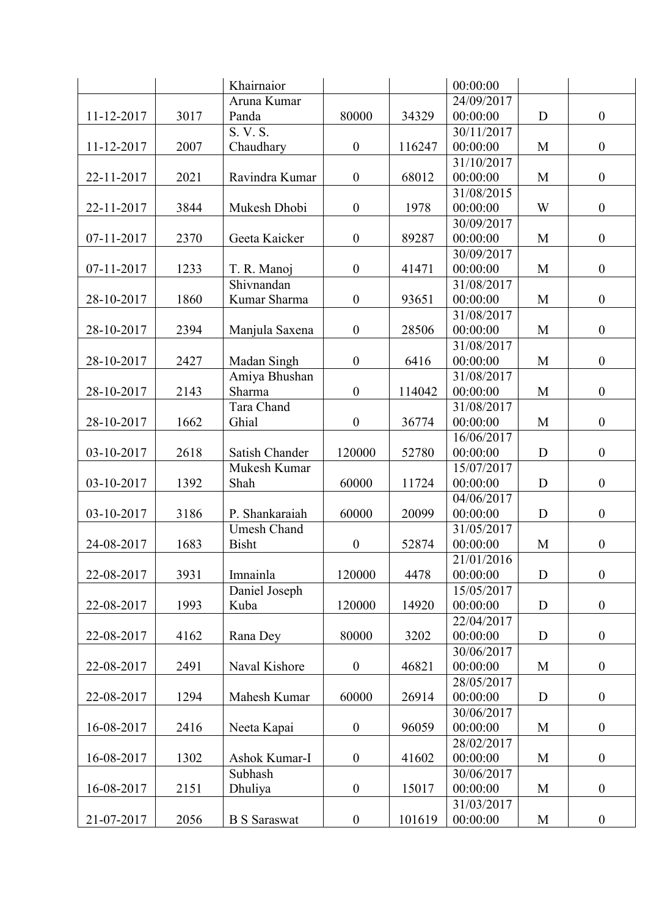| | | | | | | | |
|---|---|---|---|---|---|---|---|
| | | Khairnaior | | | 00:00:00 | | |
| 11-12-2017 | 3017 | Aruna Kumar Panda | 80000 | 34329 | 24/09/2017 00:00:00 | D | 0 |
| 11-12-2017 | 2007 | S. V. S. Chaudhary | 0 | 116247 | 30/11/2017 00:00:00 | M | 0 |
| 22-11-2017 | 2021 | Ravindra Kumar | 0 | 68012 | 31/10/2017 00:00:00 | M | 0 |
| 22-11-2017 | 3844 | Mukesh Dhobi | 0 | 1978 | 31/08/2015 00:00:00 | W | 0 |
| 07-11-2017 | 2370 | Geeta Kaicker | 0 | 89287 | 30/09/2017 00:00:00 | M | 0 |
| 07-11-2017 | 1233 | T. R. Manoj | 0 | 41471 | 30/09/2017 00:00:00 | M | 0 |
| 28-10-2017 | 1860 | Shivnandan Kumar Sharma | 0 | 93651 | 31/08/2017 00:00:00 | M | 0 |
| 28-10-2017 | 2394 | Manjula Saxena | 0 | 28506 | 31/08/2017 00:00:00 | M | 0 |
| 28-10-2017 | 2427 | Madan Singh | 0 | 6416 | 31/08/2017 00:00:00 | M | 0 |
| 28-10-2017 | 2143 | Amiya Bhushan Sharma | 0 | 114042 | 31/08/2017 00:00:00 | M | 0 |
| 28-10-2017 | 1662 | Tara Chand Ghial | 0 | 36774 | 31/08/2017 00:00:00 | M | 0 |
| 03-10-2017 | 2618 | Satish Chander | 120000 | 52780 | 16/06/2017 00:00:00 | D | 0 |
| 03-10-2017 | 1392 | Mukesh Kumar Shah | 60000 | 11724 | 15/07/2017 00:00:00 | D | 0 |
| 03-10-2017 | 3186 | P. Shankaraiah | 60000 | 20099 | 04/06/2017 00:00:00 | D | 0 |
| 24-08-2017 | 1683 | Umesh Chand Bisht | 0 | 52874 | 31/05/2017 00:00:00 | M | 0 |
| 22-08-2017 | 3931 | Imnainla | 120000 | 4478 | 21/01/2016 00:00:00 | D | 0 |
| 22-08-2017 | 1993 | Daniel Joseph Kuba | 120000 | 14920 | 15/05/2017 00:00:00 | D | 0 |
| 22-08-2017 | 4162 | Rana Dey | 80000 | 3202 | 22/04/2017 00:00:00 | D | 0 |
| 22-08-2017 | 2491 | Naval Kishore | 0 | 46821 | 30/06/2017 00:00:00 | M | 0 |
| 22-08-2017 | 1294 | Mahesh Kumar | 60000 | 26914 | 28/05/2017 00:00:00 | D | 0 |
| 16-08-2017 | 2416 | Neeta Kapai | 0 | 96059 | 30/06/2017 00:00:00 | M | 0 |
| 16-08-2017 | 1302 | Ashok Kumar-I | 0 | 41602 | 28/02/2017 00:00:00 | M | 0 |
| 16-08-2017 | 2151 | Subhash Dhuliya | 0 | 15017 | 30/06/2017 00:00:00 | M | 0 |
| 21-07-2017 | 2056 | B S Saraswat | 0 | 101619 | 31/03/2017 00:00:00 | M | 0 |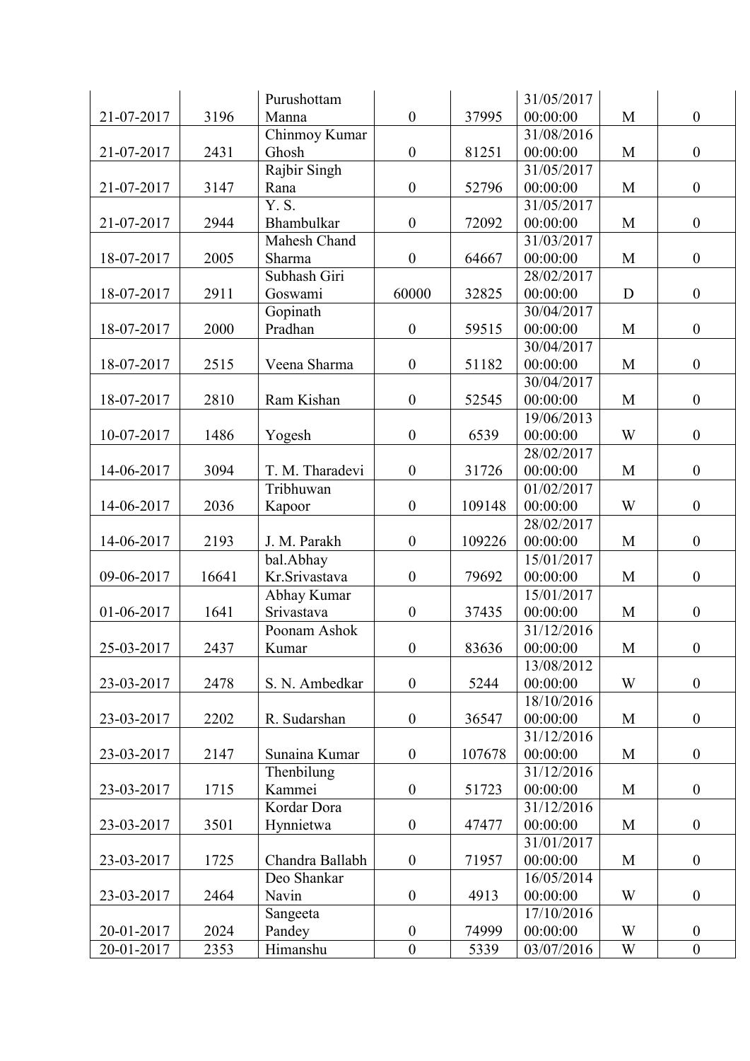| | | | | | | | |
|---|---|---|---|---|---|---|---|
| 21-07-2017 | 3196 | Purushottam Manna | 0 | 37995 | 31/05/2017 00:00:00 | M | 0 |
| 21-07-2017 | 2431 | Chinmoy Kumar Ghosh | 0 | 81251 | 31/08/2016 00:00:00 | M | 0 |
| 21-07-2017 | 3147 | Rajbir Singh Rana | 0 | 52796 | 31/05/2017 00:00:00 | M | 0 |
| 21-07-2017 | 2944 | Y. S. Bhambulkar | 0 | 72092 | 31/05/2017 00:00:00 | M | 0 |
| 18-07-2017 | 2005 | Mahesh Chand Sharma | 0 | 64667 | 31/03/2017 00:00:00 | M | 0 |
| 18-07-2017 | 2911 | Subhash Giri Goswami | 60000 | 32825 | 28/02/2017 00:00:00 | D | 0 |
| 18-07-2017 | 2000 | Gopinath Pradhan | 0 | 59515 | 30/04/2017 00:00:00 | M | 0 |
| 18-07-2017 | 2515 | Veena Sharma | 0 | 51182 | 30/04/2017 00:00:00 | M | 0 |
| 18-07-2017 | 2810 | Ram Kishan | 0 | 52545 | 30/04/2017 00:00:00 | M | 0 |
| 10-07-2017 | 1486 | Yogesh | 0 | 6539 | 19/06/2013 00:00:00 | W | 0 |
| 14-06-2017 | 3094 | T. M. Tharadevi | 0 | 31726 | 28/02/2017 00:00:00 | M | 0 |
| 14-06-2017 | 2036 | Tribhuwan Kapoor | 0 | 109148 | 01/02/2017 00:00:00 | W | 0 |
| 14-06-2017 | 2193 | J. M. Parakh | 0 | 109226 | 28/02/2017 00:00:00 | M | 0 |
| 09-06-2017 | 16641 | bal.Abhay Kr.Srivastava | 0 | 79692 | 15/01/2017 00:00:00 | M | 0 |
| 01-06-2017 | 1641 | Abhay Kumar Srivastava | 0 | 37435 | 15/01/2017 00:00:00 | M | 0 |
| 25-03-2017 | 2437 | Poonam Ashok Kumar | 0 | 83636 | 31/12/2016 00:00:00 | M | 0 |
| 23-03-2017 | 2478 | S. N. Ambedkar | 0 | 5244 | 13/08/2012 00:00:00 | W | 0 |
| 23-03-2017 | 2202 | R. Sudarshan | 0 | 36547 | 18/10/2016 00:00:00 | M | 0 |
| 23-03-2017 | 2147 | Sunaina Kumar | 0 | 107678 | 31/12/2016 00:00:00 | M | 0 |
| 23-03-2017 | 1715 | Thenbilung Kammei | 0 | 51723 | 31/12/2016 00:00:00 | M | 0 |
| 23-03-2017 | 3501 | Kordar Dora Hynnietwa | 0 | 47477 | 31/12/2016 00:00:00 | M | 0 |
| 23-03-2017 | 1725 | Chandra Ballabh | 0 | 71957 | 31/01/2017 00:00:00 | M | 0 |
| 23-03-2017 | 2464 | Deo Shankar Navin | 0 | 4913 | 16/05/2014 00:00:00 | W | 0 |
| 20-01-2017 | 2024 | Sangeeta Pandey | 0 | 74999 | 17/10/2016 00:00:00 | W | 0 |
| 20-01-2017 | 2353 | Himanshu | 0 | 5339 | 03/07/2016 | W | 0 |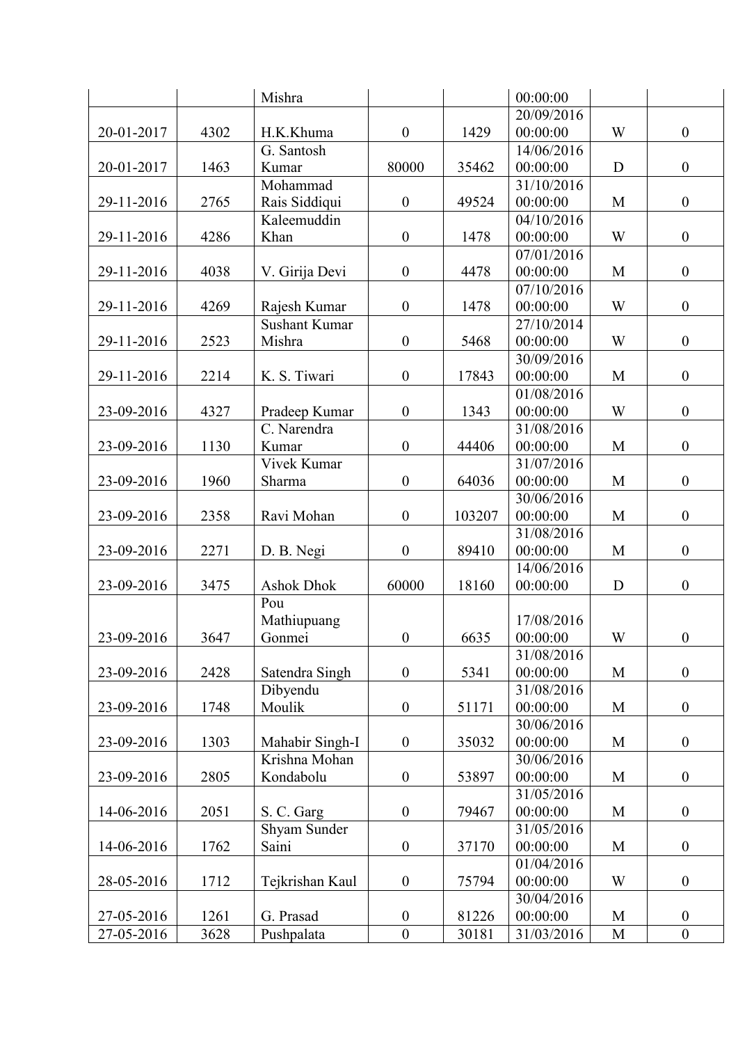| | | | | | | | |
|---|---|---|---|---|---|---|---|
| | | Mishra | | | 00:00:00 | | |
| 20-01-2017 | 4302 | H.K.Khuma | 0 | 1429 | 20/09/2016 00:00:00 | W | 0 |
| 20-01-2017 | 1463 | G. Santosh Kumar | 80000 | 35462 | 14/06/2016 00:00:00 | D | 0 |
| 29-11-2016 | 2765 | Mohammad Rais Siddiqui | 0 | 49524 | 31/10/2016 00:00:00 | M | 0 |
| 29-11-2016 | 4286 | Kaleemuddin Khan | 0 | 1478 | 04/10/2016 00:00:00 | W | 0 |
| 29-11-2016 | 4038 | V. Girija Devi | 0 | 4478 | 07/01/2016 00:00:00 | M | 0 |
| 29-11-2016 | 4269 | Rajesh Kumar | 0 | 1478 | 07/10/2016 00:00:00 | W | 0 |
| 29-11-2016 | 2523 | Sushant Kumar Mishra | 0 | 5468 | 27/10/2014 00:00:00 | W | 0 |
| 29-11-2016 | 2214 | K. S. Tiwari | 0 | 17843 | 30/09/2016 00:00:00 | M | 0 |
| 23-09-2016 | 4327 | Pradeep Kumar | 0 | 1343 | 01/08/2016 00:00:00 | W | 0 |
| 23-09-2016 | 1130 | C. Narendra Kumar | 0 | 44406 | 31/08/2016 00:00:00 | M | 0 |
| 23-09-2016 | 1960 | Vivek Kumar Sharma | 0 | 64036 | 31/07/2016 00:00:00 | M | 0 |
| 23-09-2016 | 2358 | Ravi Mohan | 0 | 103207 | 30/06/2016 00:00:00 | M | 0 |
| 23-09-2016 | 2271 | D. B. Negi | 0 | 89410 | 31/08/2016 00:00:00 | M | 0 |
| 23-09-2016 | 3475 | Ashok Dhok | 60000 | 18160 | 14/06/2016 00:00:00 | D | 0 |
| 23-09-2016 | 3647 | Pou Mathiupuang Gonmei | 0 | 6635 | 17/08/2016 00:00:00 | W | 0 |
| 23-09-2016 | 2428 | Satendra Singh | 0 | 5341 | 31/08/2016 00:00:00 | M | 0 |
| 23-09-2016 | 1748 | Dibyendu Moulik | 0 | 51171 | 31/08/2016 00:00:00 | M | 0 |
| 23-09-2016 | 1303 | Mahabir Singh-I | 0 | 35032 | 30/06/2016 00:00:00 | M | 0 |
| 23-09-2016 | 2805 | Krishna Mohan Kondabolu | 0 | 53897 | 30/06/2016 00:00:00 | M | 0 |
| 14-06-2016 | 2051 | S. C. Garg | 0 | 79467 | 31/05/2016 00:00:00 | M | 0 |
| 14-06-2016 | 1762 | Shyam Sunder Saini | 0 | 37170 | 31/05/2016 00:00:00 | M | 0 |
| 28-05-2016 | 1712 | Tejkrishan Kaul | 0 | 75794 | 01/04/2016 00:00:00 | W | 0 |
| 27-05-2016 | 1261 | G. Prasad | 0 | 81226 | 30/04/2016 00:00:00 | M | 0 |
| 27-05-2016 | 3628 | Pushpalata | 0 | 30181 | 31/03/2016 | M | 0 |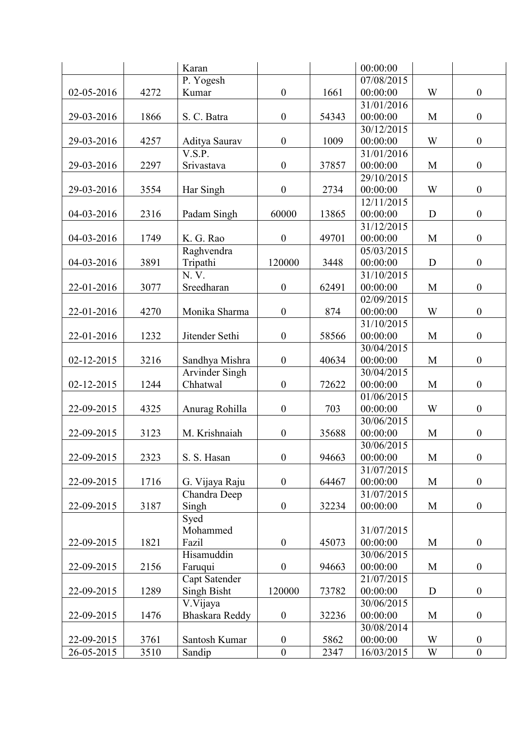| | | | | | | | |
|---|---|---|---|---|---|---|---|
| | | Karan | | | 00:00:00 | | |
| 02-05-2016 | 4272 | P. Yogesh Kumar | 0 | 1661 | 07/08/2015 00:00:00 | W | 0 |
| 29-03-2016 | 1866 | S. C. Batra | 0 | 54343 | 31/01/2016 00:00:00 | M | 0 |
| 29-03-2016 | 4257 | Aditya Saurav | 0 | 1009 | 30/12/2015 00:00:00 | W | 0 |
| 29-03-2016 | 2297 | V.S.P. Srivastava | 0 | 37857 | 31/01/2016 00:00:00 | M | 0 |
| 29-03-2016 | 3554 | Har Singh | 0 | 2734 | 29/10/2015 00:00:00 | W | 0 |
| 04-03-2016 | 2316 | Padam Singh | 60000 | 13865 | 12/11/2015 00:00:00 | D | 0 |
| 04-03-2016 | 1749 | K. G. Rao | 0 | 49701 | 31/12/2015 00:00:00 | M | 0 |
| 04-03-2016 | 3891 | Raghvendra Tripathi | 120000 | 3448 | 05/03/2015 00:00:00 | D | 0 |
| 22-01-2016 | 3077 | N. V. Sreedharan | 0 | 62491 | 31/10/2015 00:00:00 | M | 0 |
| 22-01-2016 | 4270 | Monika Sharma | 0 | 874 | 02/09/2015 00:00:00 | W | 0 |
| 22-01-2016 | 1232 | Jitender Sethi | 0 | 58566 | 31/10/2015 00:00:00 | M | 0 |
| 02-12-2015 | 3216 | Sandhya Mishra | 0 | 40634 | 30/04/2015 00:00:00 | M | 0 |
| 02-12-2015 | 1244 | Arvinder Singh Chhatwal | 0 | 72622 | 30/04/2015 00:00:00 | M | 0 |
| 22-09-2015 | 4325 | Anurag Rohilla | 0 | 703 | 01/06/2015 00:00:00 | W | 0 |
| 22-09-2015 | 3123 | M. Krishnaiah | 0 | 35688 | 30/06/2015 00:00:00 | M | 0 |
| 22-09-2015 | 2323 | S. S. Hasan | 0 | 94663 | 30/06/2015 00:00:00 | M | 0 |
| 22-09-2015 | 1716 | G. Vijaya Raju | 0 | 64467 | 31/07/2015 00:00:00 | M | 0 |
| 22-09-2015 | 3187 | Chandra Deep Singh | 0 | 32234 | 31/07/2015 00:00:00 | M | 0 |
| 22-09-2015 | 1821 | Syed Mohammed Fazil | 0 | 45073 | 31/07/2015 00:00:00 | M | 0 |
| 22-09-2015 | 2156 | Hisamuddin Faruqui | 0 | 94663 | 30/06/2015 00:00:00 | M | 0 |
| 22-09-2015 | 1289 | Capt Satender Singh Bisht | 120000 | 73782 | 21/07/2015 00:00:00 | D | 0 |
| 22-09-2015 | 1476 | V.Vijaya Bhaskara Reddy | 0 | 32236 | 30/06/2015 00:00:00 | M | 0 |
| 22-09-2015 | 3761 | Santosh Kumar | 0 | 5862 | 30/08/2014 00:00:00 | W | 0 |
| 26-05-2015 | 3510 | Sandip | 0 | 2347 | 16/03/2015 | W | 0 |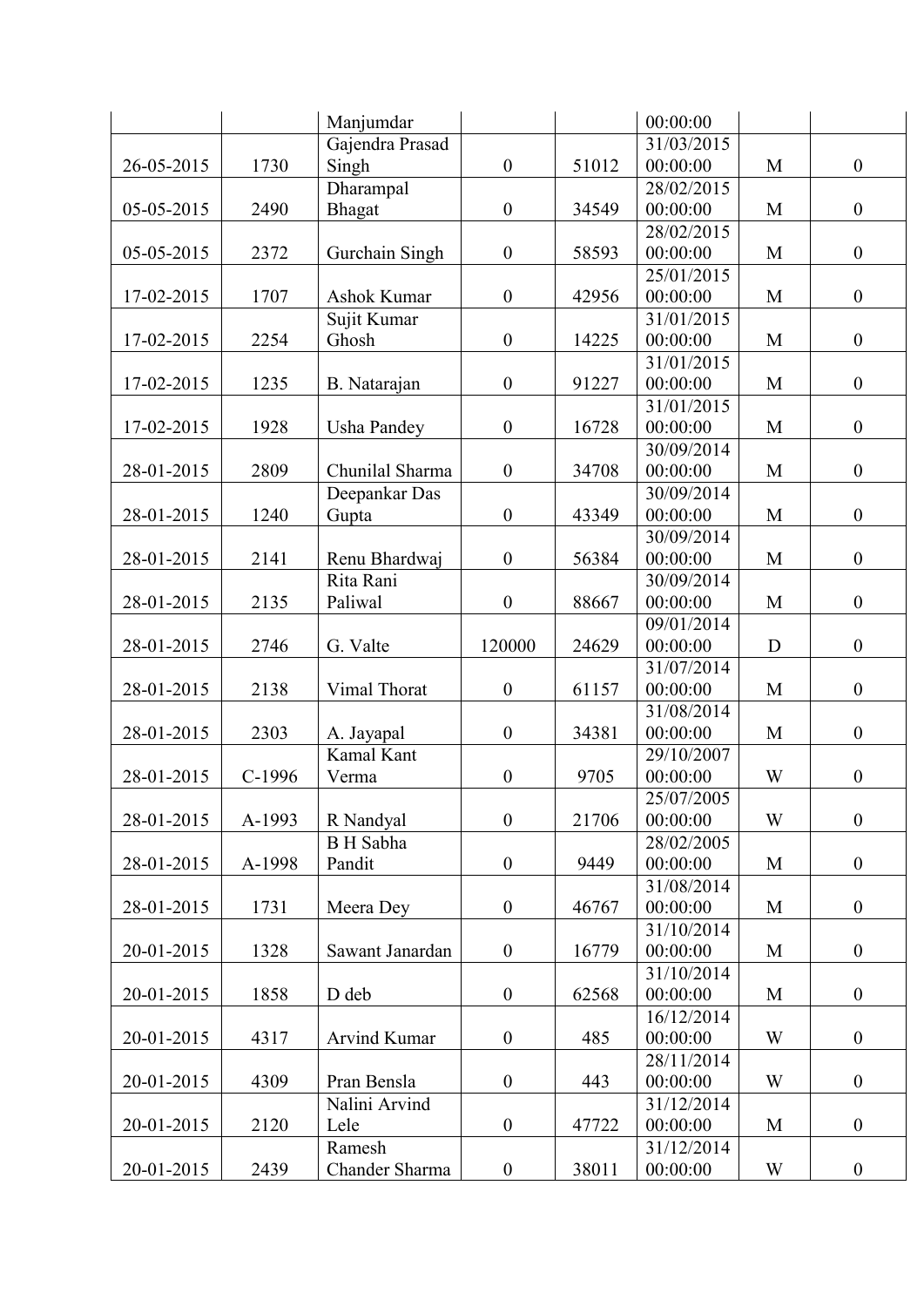| | | | | | | | |
|---|---|---|---|---|---|---|---|
| | | Manjumdar | | | 00:00:00 | | |
| 26-05-2015 | 1730 | Gajendra Prasad Singh | 0 | 51012 | 31/03/2015 00:00:00 | M | 0 |
| 05-05-2015 | 2490 | Dharampal Bhagat | 0 | 34549 | 28/02/2015 00:00:00 | M | 0 |
| 05-05-2015 | 2372 | Gurchain Singh | 0 | 58593 | 28/02/2015 00:00:00 | M | 0 |
| 17-02-2015 | 1707 | Ashok Kumar | 0 | 42956 | 25/01/2015 00:00:00 | M | 0 |
| 17-02-2015 | 2254 | Sujit Kumar Ghosh | 0 | 14225 | 31/01/2015 00:00:00 | M | 0 |
| 17-02-2015 | 1235 | B. Natarajan | 0 | 91227 | 31/01/2015 00:00:00 | M | 0 |
| 17-02-2015 | 1928 | Usha Pandey | 0 | 16728 | 31/01/2015 00:00:00 | M | 0 |
| 28-01-2015 | 2809 | Chunilal Sharma | 0 | 34708 | 30/09/2014 00:00:00 | M | 0 |
| 28-01-2015 | 1240 | Deepankar Das Gupta | 0 | 43349 | 30/09/2014 00:00:00 | M | 0 |
| 28-01-2015 | 2141 | Renu Bhardwaj | 0 | 56384 | 30/09/2014 00:00:00 | M | 0 |
| 28-01-2015 | 2135 | Rita Rani Paliwal | 0 | 88667 | 30/09/2014 00:00:00 | M | 0 |
| 28-01-2015 | 2746 | G. Valte | 120000 | 24629 | 09/01/2014 00:00:00 | D | 0 |
| 28-01-2015 | 2138 | Vimal Thorat | 0 | 61157 | 31/07/2014 00:00:00 | M | 0 |
| 28-01-2015 | 2303 | A. Jayapal | 0 | 34381 | 31/08/2014 00:00:00 | M | 0 |
| 28-01-2015 | C-1996 | Kamal Kant Verma | 0 | 9705 | 29/10/2007 00:00:00 | W | 0 |
| 28-01-2015 | A-1993 | R Nandyal | 0 | 21706 | 25/07/2005 00:00:00 | W | 0 |
| 28-01-2015 | A-1998 | B H Sabha Pandit | 0 | 9449 | 28/02/2005 00:00:00 | M | 0 |
| 28-01-2015 | 1731 | Meera Dey | 0 | 46767 | 31/08/2014 00:00:00 | M | 0 |
| 20-01-2015 | 1328 | Sawant Janardan | 0 | 16779 | 31/10/2014 00:00:00 | M | 0 |
| 20-01-2015 | 1858 | D deb | 0 | 62568 | 31/10/2014 00:00:00 | M | 0 |
| 20-01-2015 | 4317 | Arvind Kumar | 0 | 485 | 16/12/2014 00:00:00 | W | 0 |
| 20-01-2015 | 4309 | Pran Bensla | 0 | 443 | 28/11/2014 00:00:00 | W | 0 |
| 20-01-2015 | 2120 | Nalini Arvind Lele | 0 | 47722 | 31/12/2014 00:00:00 | M | 0 |
| 20-01-2015 | 2439 | Ramesh Chander Sharma | 0 | 38011 | 31/12/2014 00:00:00 | W | 0 |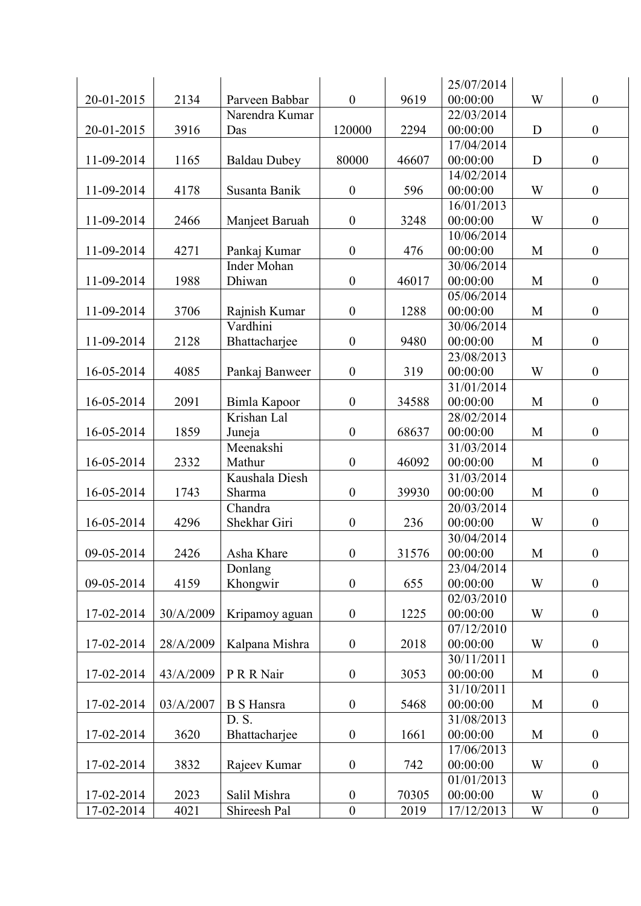| | | | | | | | |
|---|---|---|---|---|---|---|---|
| 20-01-2015 | 2134 | Parveen Babbar | 0 | 9619 | 25/07/2014 00:00:00 | W | 0 |
| 20-01-2015 | 3916 | Narendra Kumar Das | 120000 | 2294 | 22/03/2014 00:00:00 | D | 0 |
| 11-09-2014 | 1165 | Baldau Dubey | 80000 | 46607 | 17/04/2014 00:00:00 | D | 0 |
| 11-09-2014 | 4178 | Susanta Banik | 0 | 596 | 14/02/2014 00:00:00 | W | 0 |
| 11-09-2014 | 2466 | Manjeet Baruah | 0 | 3248 | 16/01/2013 00:00:00 | W | 0 |
| 11-09-2014 | 4271 | Pankaj Kumar | 0 | 476 | 10/06/2014 00:00:00 | M | 0 |
| 11-09-2014 | 1988 | Inder Mohan Dhiwan | 0 | 46017 | 30/06/2014 00:00:00 | M | 0 |
| 11-09-2014 | 3706 | Rajnish Kumar | 0 | 1288 | 05/06/2014 00:00:00 | M | 0 |
| 11-09-2014 | 2128 | Vardhini Bhattacharjee | 0 | 9480 | 30/06/2014 00:00:00 | M | 0 |
| 16-05-2014 | 4085 | Pankaj Banweer | 0 | 319 | 23/08/2013 00:00:00 | W | 0 |
| 16-05-2014 | 2091 | Bimla Kapoor | 0 | 34588 | 31/01/2014 00:00:00 | M | 0 |
| 16-05-2014 | 1859 | Krishan Lal Juneja | 0 | 68637 | 28/02/2014 00:00:00 | M | 0 |
| 16-05-2014 | 2332 | Meenakshi Mathur | 0 | 46092 | 31/03/2014 00:00:00 | M | 0 |
| 16-05-2014 | 1743 | Kaushala Diesh Sharma | 0 | 39930 | 31/03/2014 00:00:00 | M | 0 |
| 16-05-2014 | 4296 | Chandra Shekhar Giri | 0 | 236 | 20/03/2014 00:00:00 | W | 0 |
| 09-05-2014 | 2426 | Asha Khare | 0 | 31576 | 30/04/2014 00:00:00 | M | 0 |
| 09-05-2014 | 4159 | Donlang Khongwir | 0 | 655 | 23/04/2014 00:00:00 | W | 0 |
| 17-02-2014 | 30/A/2009 | Kripamoy aguan | 0 | 1225 | 02/03/2010 00:00:00 | W | 0 |
| 17-02-2014 | 28/A/2009 | Kalpana Mishra | 0 | 2018 | 07/12/2010 00:00:00 | W | 0 |
| 17-02-2014 | 43/A/2009 | P R R Nair | 0 | 3053 | 30/11/2011 00:00:00 | M | 0 |
| 17-02-2014 | 03/A/2007 | B S Hansra | 0 | 5468 | 31/10/2011 00:00:00 | M | 0 |
| 17-02-2014 | 3620 | D. S. Bhattacharjee | 0 | 1661 | 31/08/2013 00:00:00 | M | 0 |
| 17-02-2014 | 3832 | Rajeev Kumar | 0 | 742 | 17/06/2013 00:00:00 | W | 0 |
| 17-02-2014 | 2023 | Salil Mishra | 0 | 70305 | 01/01/2013 00:00:00 | W | 0 |
| 17-02-2014 | 4021 | Shireesh Pal | 0 | 2019 | 17/12/2013 | W | 0 |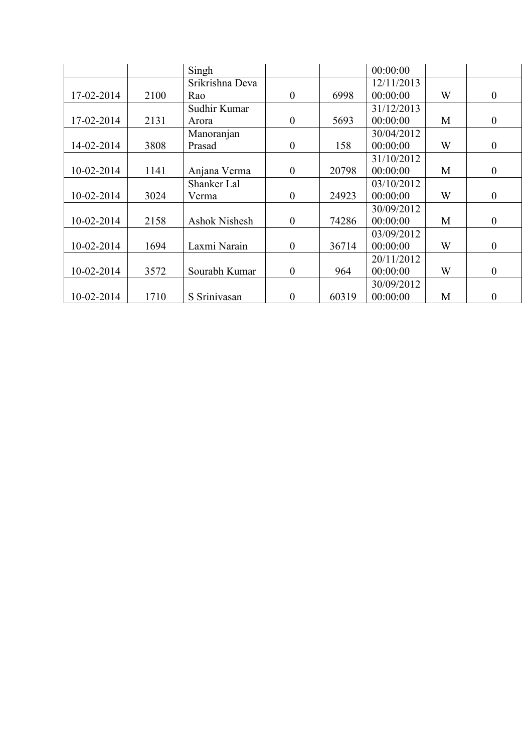| | | | | | | | |
|---|---|---|---|---|---|---|---|
| | | Singh | | | 00:00:00 | | |
| 17-02-2014 | 2100 | Srikrishna Deva Rao | 0 | 6998 | 12/11/2013 00:00:00 | W | 0 |
| 17-02-2014 | 2131 | Sudhir Kumar Arora | 0 | 5693 | 31/12/2013 00:00:00 | M | 0 |
| 14-02-2014 | 3808 | Manoranjan Prasad | 0 | 158 | 30/04/2012 00:00:00 | W | 0 |
| 10-02-2014 | 1141 | Anjana Verma | 0 | 20798 | 31/10/2012 00:00:00 | M | 0 |
| 10-02-2014 | 3024 | Shanker Lal Verma | 0 | 24923 | 03/10/2012 00:00:00 | W | 0 |
| 10-02-2014 | 2158 | Ashok Nishesh | 0 | 74286 | 30/09/2012 00:00:00 | M | 0 |
| 10-02-2014 | 1694 | Laxmi Narain | 0 | 36714 | 03/09/2012 00:00:00 | W | 0 |
| 10-02-2014 | 3572 | Sourabh Kumar | 0 | 964 | 20/11/2012 00:00:00 | W | 0 |
| 10-02-2014 | 1710 | S Srinivasan | 0 | 60319 | 30/09/2012 00:00:00 | M | 0 |